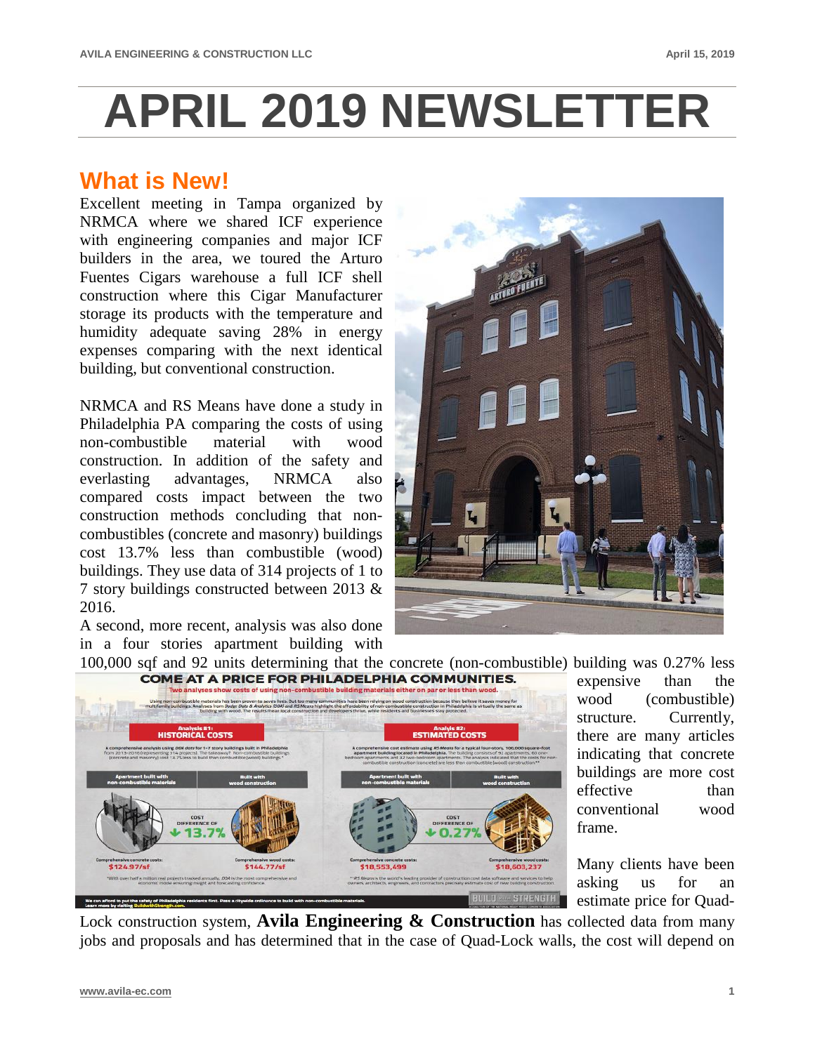# APRIL 2019 NEWSLETTER

## What is New!

Excellent meeting in Tampa organized by NRMCA where we shared ICF experience with engineering companies and major ICF builders in the area, we toured the Arturo Fuentes Cigars warehouse a full ICF shell construction where this Cigar Manufacturer storage its products with the temperature and humidity adequate saving 28% in energy expenses comparing with the next identical building, but conventional construction.

NRMCA and RS Means have done a study in Philadelphia PA comparing the costs of using non-combustible material with wood construction. In addition of the safety and everlasting advantages, NRMCA also compared costs impact between the two construction methods concluding that non-combustibles (concrete and masonry) buildings cost 13.7% less than combustible (wood) buildings. They use data of 314 projects of 1 to 7 story buildings constructed between 2013 & 2016.

A second, more recent, analysis was also done in a four stories apartment building with 100,000 sqf and 92 units determining that the concrete (non-combustible) building was 0.27% less expensive than the wood (combustible) structure. Currently, there are many articles indicating that concrete buildings are more cost effective than conventional wood frame.

Many clients have been asking us for an estimate price for Quad-Lock construction system, **Avila Engineering & Construction** has collected data from many jobs and proposals and has determined that in the case of Quad-Lock walls, the cost will depend on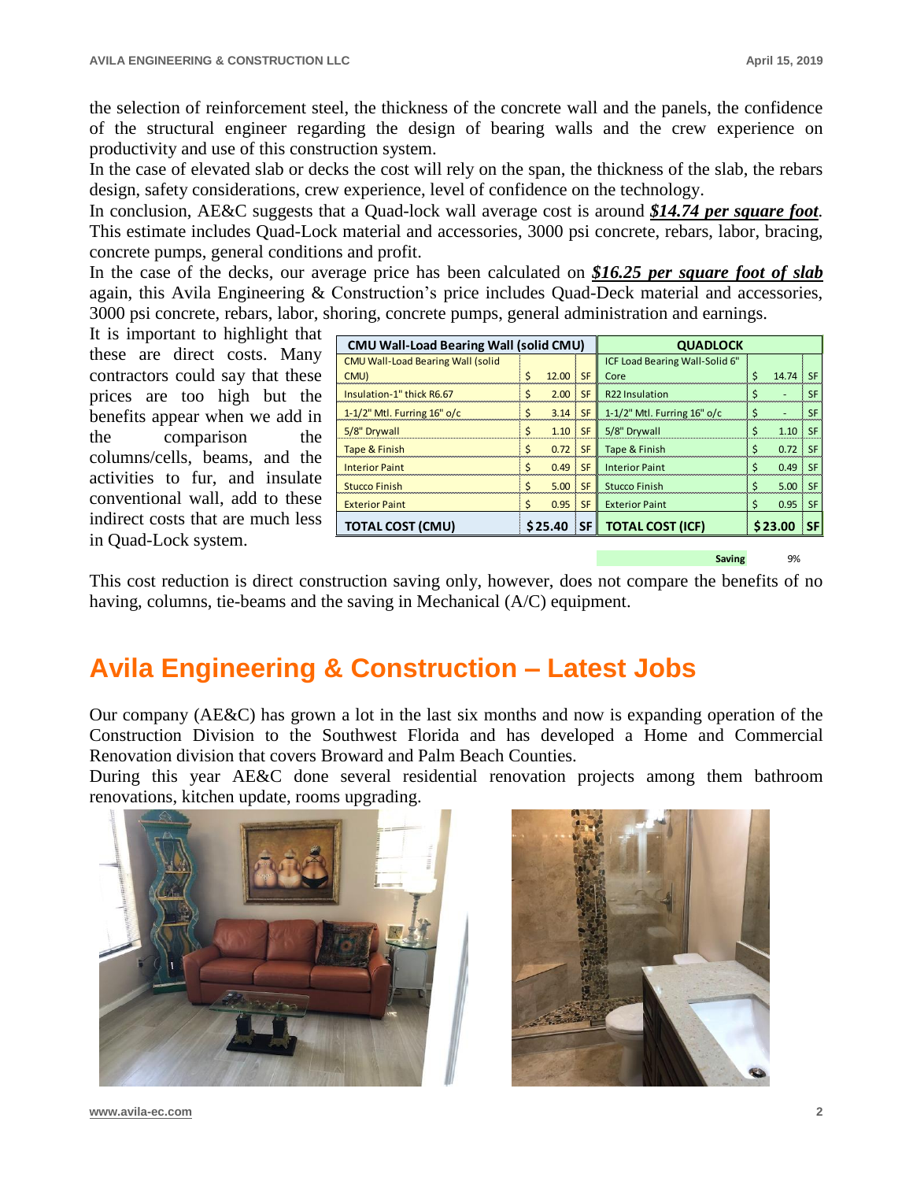the selection of reinforcement steel, the thickness of the concrete wall and the panels, the confidence of the structural engineer regarding the design of bearing walls and the crew experience on productivity and use of this construction system.

In the case of elevated slab or decks the cost will rely on the span, the thickness of the slab, the rebars design, safety considerations, crew experience, level of confidence on the technology.

In conclusion, AE&C suggests that a Quad-lock wall average cost is around ***$14.74 per square foot***. This estimate includes Quad-Lock material and accessories, 3000 psi concrete, rebars, labor, bracing, concrete pumps, general conditions and profit.

In the case of the decks, our average price has been calculated on ***$16.25 per square foot of slab*** again, this Avila Engineering & Construction's price includes Quad-Deck material and accessories, 3000 psi concrete, rebars, labor, shoring, concrete pumps, general administration and earnings.

It is important to highlight that these are direct costs. Many contractors could say that these prices are too high but the benefits appear when we add in the comparison the columns/cells, beams, and the activities to fur, and insulate conventional wall, add to these indirect costs that are much less in Quad-Lock system.

| CMU Wall-Load Bearing Wall (solid CMU) | | | QUADLOCK | | |
|---|---|---|---|---|---|
| CMU Wall-Load Bearing Wall (solid CMU) | $ 12.00 | SF | ICF Load Bearing Wall-Solid 6" Core | $ 14.74 | SF |
| Insulation-1" thick R6.67 | $ 2.00 | SF | R22 Insulation | $ - | SF |
| 1-1/2" Mtl. Furring 16" o/c | $ 3.14 | SF | 1-1/2" Mtl. Furring 16" o/c | $ - | SF |
| 5/8" Drywall | $ 1.10 | SF | 5/8" Drywall | $ 1.10 | SF |
| Tape & Finish | $ 0.72 | SF | Tape & Finish | $ 0.72 | SF |
| Interior Paint | $ 0.49 | SF | Interior Paint | $ 0.49 | SF |
| Stucco Finish | $ 5.00 | SF | Stucco Finish | $ 5.00 | SF |
| Exterior Paint | $ 0.95 | SF | Exterior Paint | $ 0.95 | SF |
| **TOTAL COST (CMU)** | **$ 25.40** | **SF** | **TOTAL COST (ICF)** | **$ 23.00** | **SF** |
| | | | | **Saving** | 9% |

This cost reduction is direct construction saving only, however, does not compare the benefits of no having, columns, tie-beams and the saving in Mechanical (A/C) equipment.

## Avila Engineering & Construction – Latest Jobs

Our company (AE&C) has grown a lot in the last six months and now is expanding operation of the Construction Division to the Southwest Florida and has developed a Home and Commercial Renovation division that covers Broward and Palm Beach Counties.

During this year AE&C done several residential renovation projects among them bathroom renovations, kitchen update, rooms upgrading.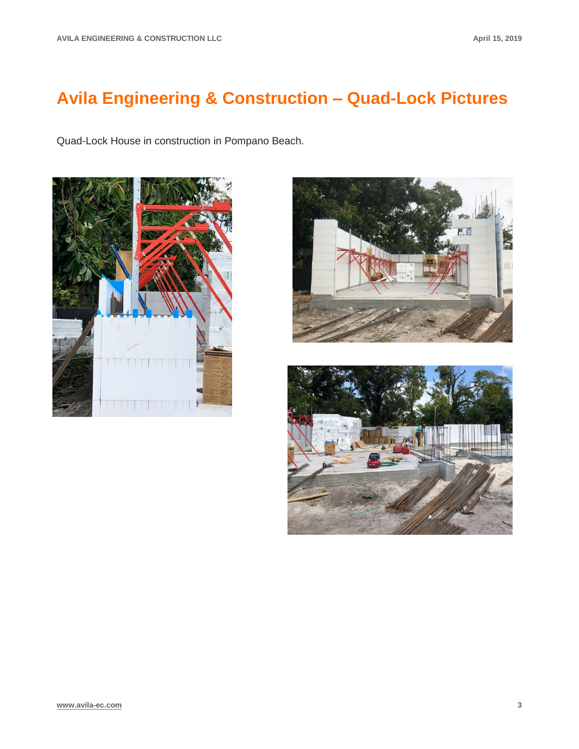# Avila Engineering & Construction – Quad-Lock Pictures

Quad-Lock House in construction in Pompano Beach.